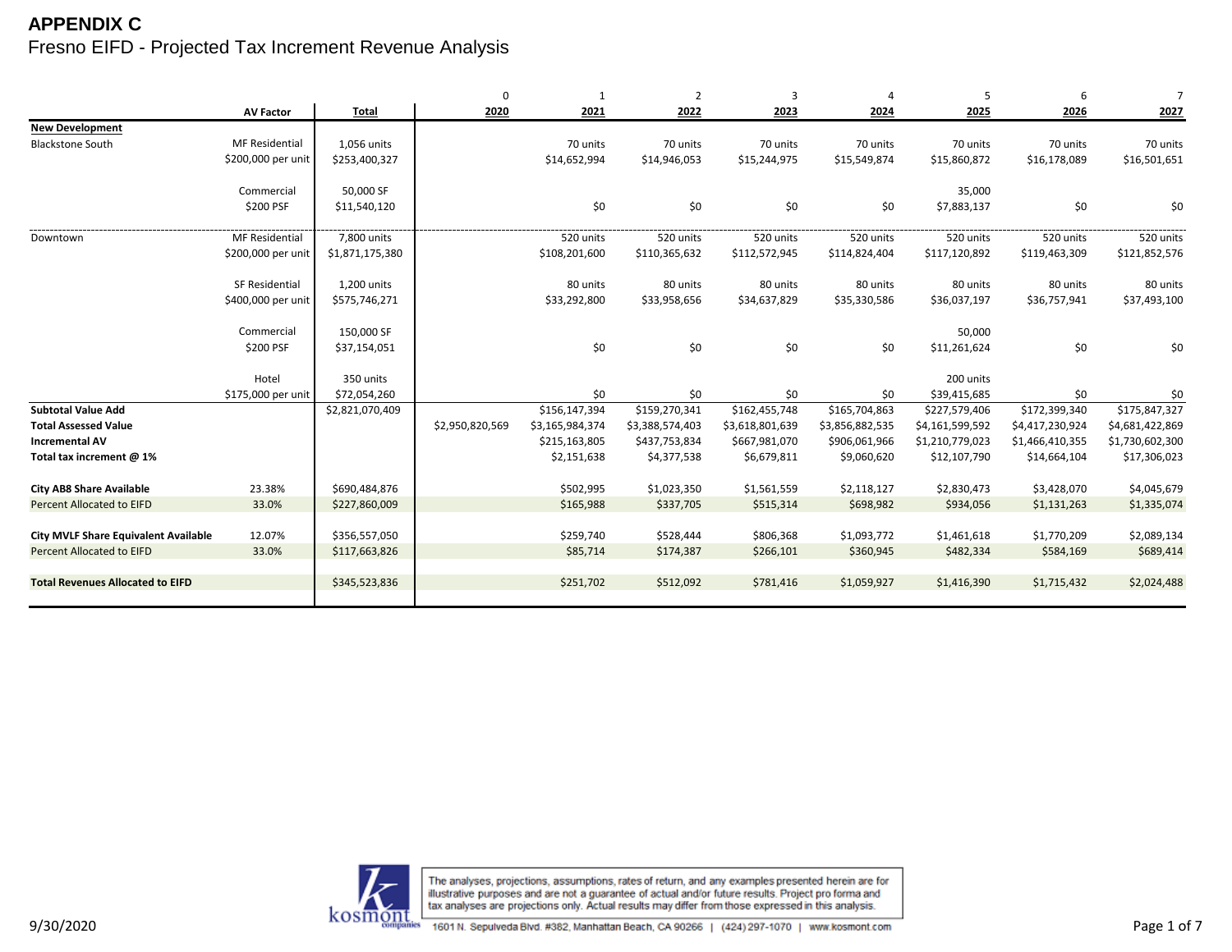# APPENDIX C

## Fresno EIFD - Projected Tax Increment Revenue Analysis

| | AV Factor | Total | 0<br>2020 | 1<br>2021 | 2<br>2022 | 3<br>2023 | 4<br>2024 | 5<br>2025 | 6<br>2026 | 7<br>2027 |
|---|---|---|---|---|---|---|---|---|---|---|
| **New Development** | | | | | | | | | | |
| Blackstone South | MF Residential | 1,056 units | | 70 units | 70 units | 70 units | 70 units | 70 units | 70 units | 70 units |
| | $200,000 per unit | $253,400,327 | | $14,652,994 | $14,946,053 | $15,244,975 | $15,549,874 | $15,860,872 | $16,178,089 | $16,501,651 |
| | Commercial | 50,000 SF | | | | | | 35,000 | | |
| | $200 PSF | $11,540,120 | | $0 | $0 | $0 | $0 | $7,883,137 | $0 | $0 |
| Downtown | MF Residential | 7,800 units | | 520 units | 520 units | 520 units | 520 units | 520 units | 520 units | 520 units |
| | $200,000 per unit | $1,871,175,380 | | $108,201,600 | $110,365,632 | $112,572,945 | $114,824,404 | $117,120,892 | $119,463,309 | $121,852,576 |
| | SF Residential | 1,200 units | | 80 units | 80 units | 80 units | 80 units | 80 units | 80 units | 80 units |
| | $400,000 per unit | $575,746,271 | | $33,292,800 | $33,958,656 | $34,637,829 | $35,330,586 | $36,037,197 | $36,757,941 | $37,493,100 |
| | Commercial | 150,000 SF | | | | | | 50,000 | | |
| | $200 PSF | $37,154,051 | | $0 | $0 | $0 | $0 | $11,261,624 | $0 | $0 |
| | Hotel | 350 units | | | | | | 200 units | | |
| | $175,000 per unit | $72,054,260 | | $0 | $0 | $0 | $0 | $39,415,685 | $0 | $0 |
| **Subtotal Value Add** | | $2,821,070,409 | | $156,147,394 | $159,270,341 | $162,455,748 | $165,704,863 | $227,579,406 | $172,399,340 | $175,847,327 |
| **Total Assessed Value** | | | $2,950,820,569 | $3,165,984,374 | $3,388,574,403 | $3,618,801,639 | $3,856,882,535 | $4,161,599,592 | $4,417,230,924 | $4,681,422,869 |
| **Incremental AV** | | | | $215,163,805 | $437,753,834 | $667,981,070 | $906,061,966 | $1,210,779,023 | $1,466,410,355 | $1,730,602,300 |
| **Total tax increment @ 1%** | | | | $2,151,638 | $4,377,538 | $6,679,811 | $9,060,620 | $12,107,790 | $14,664,104 | $17,306,023 |
| **City AB8 Share Available** | 23.38% | $690,484,876 | | $502,995 | $1,023,350 | $1,561,559 | $2,118,127 | $2,830,473 | $3,428,070 | $4,045,679 |
| Percent Allocated to EIFD | 33.0% | $227,860,009 | | $165,988 | $337,705 | $515,314 | $698,982 | $934,056 | $1,131,263 | $1,335,074 |
| **City MVLF Share Equivalent Available** | 12.07% | $356,557,050 | | $259,740 | $528,444 | $806,368 | $1,093,772 | $1,461,618 | $1,770,209 | $2,089,134 |
| Percent Allocated to EIFD | 33.0% | $117,663,826 | | $85,714 | $174,387 | $266,101 | $360,945 | $482,334 | $584,169 | $689,414 |
| **Total Revenues Allocated to EIFD** | | $345,523,836 | | $251,702 | $512,092 | $781,416 | $1,059,927 | $1,416,390 | $1,715,432 | $2,024,488 |

9/30/2020

kosmont companies

The analyses, projections, assumptions, rates of return, and any examples presented herein are for illustrative purposes and are not a guarantee of actual and/or future results. Project pro forma and tax analyses are projections only. Actual results may differ from those expressed in this analysis.

1601 N. Sepulveda Blvd. #382, Manhattan Beach, CA 90266 | (424) 297-1070 | www.kosmont.com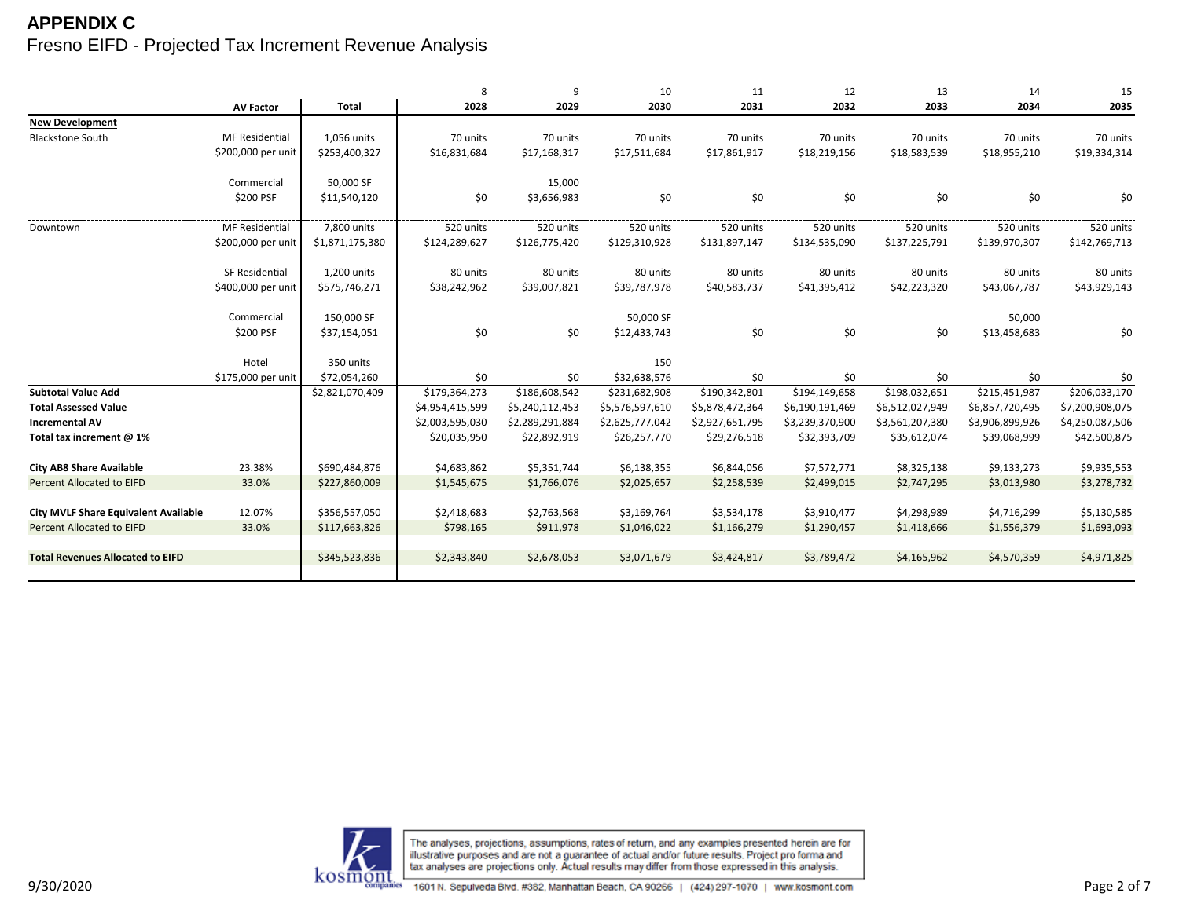# APPENDIX C

## Fresno EIFD - Projected Tax Increment Revenue Analysis

| | AV Factor | Total | 8<br>2028 | 9<br>2029 | 10<br>2030 | 11<br>2031 | 12<br>2032 | 13<br>2033 | 14<br>2034 | 15<br>2035 |
|---|---|---|---|---|---|---|---|---|---|---|
| **New Development** | | | | | | | | | | |
| Blackstone South | MF Residential | 1,056 units | 70 units | 70 units | 70 units | 70 units | 70 units | 70 units | 70 units | 70 units |
| | $200,000 per unit | $253,400,327 | $16,831,684 | $17,168,317 | $17,511,684 | $17,861,917 | $18,219,156 | $18,583,539 | $18,955,210 | $19,334,314 |
| | Commercial | 50,000 SF | | 15,000 | | | | | | |
| | $200 PSF | $11,540,120 | $0 | $3,656,983 | $0 | $0 | $0 | $0 | $0 | $0 |
| Downtown | MF Residential | 7,800 units | 520 units | 520 units | 520 units | 520 units | 520 units | 520 units | 520 units | 520 units |
| | $200,000 per unit | $1,871,175,380 | $124,289,627 | $126,775,420 | $129,310,928 | $131,897,147 | $134,535,090 | $137,225,791 | $139,970,307 | $142,769,713 |
| | SF Residential | 1,200 units | 80 units | 80 units | 80 units | 80 units | 80 units | 80 units | 80 units | 80 units |
| | $400,000 per unit | $575,746,271 | $38,242,962 | $39,007,821 | $39,787,978 | $40,583,737 | $41,395,412 | $42,223,320 | $43,067,787 | $43,929,143 |
| | Commercial | 150,000 SF | | | 50,000 SF | | | | 50,000 | |
| | $200 PSF | $37,154,051 | $0 | $0 | $12,433,743 | $0 | $0 | $0 | $13,458,683 | $0 |
| | Hotel | 350 units | | | 150 | | | | | |
| | $175,000 per unit | $72,054,260 | $0 | $0 | $32,638,576 | $0 | $0 | $0 | $0 | $0 |
| **Subtotal Value Add** | | $2,821,070,409 | $179,364,273 | $186,608,542 | $231,682,908 | $190,342,801 | $194,149,658 | $198,032,651 | $215,451,987 | $206,033,170 |
| **Total Assessed Value** | | | $4,954,415,599 | $5,240,112,453 | $5,576,597,610 | $5,878,472,364 | $6,190,191,469 | $6,512,027,949 | $6,857,720,495 | $7,200,908,075 |
| **Incremental AV** | | | $2,003,595,030 | $2,289,291,884 | $2,625,777,042 | $2,927,651,795 | $3,239,370,900 | $3,561,207,380 | $3,906,899,926 | $4,250,087,506 |
| **Total tax increment @ 1%** | | | $20,035,950 | $22,892,919 | $26,257,770 | $29,276,518 | $32,393,709 | $35,612,074 | $39,068,999 | $42,500,875 |
| **City AB8 Share Available** | 23.38% | $690,484,876 | $4,683,862 | $5,351,744 | $6,138,355 | $6,844,056 | $7,572,771 | $8,325,138 | $9,133,273 | $9,935,553 |
| Percent Allocated to EIFD | 33.0% | $227,860,009 | $1,545,675 | $1,766,076 | $2,025,657 | $2,258,539 | $2,499,015 | $2,747,295 | $3,013,980 | $3,278,732 |
| **City MVLF Share Equivalent Available** | 12.07% | $356,557,050 | $2,418,683 | $2,763,568 | $3,169,764 | $3,534,178 | $3,910,477 | $4,298,989 | $4,716,299 | $5,130,585 |
| Percent Allocated to EIFD | 33.0% | $117,663,826 | $798,165 | $911,978 | $1,046,022 | $1,166,279 | $1,290,457 | $1,418,666 | $1,556,379 | $1,693,093 |
| **Total Revenues Allocated to EIFD** | | $345,523,836 | $2,343,840 | $2,678,053 | $3,071,679 | $3,424,817 | $3,789,472 | $4,165,962 | $4,570,359 | $4,971,825 |

The analyses, projections, assumptions, rates of return, and any examples presented herein are for illustrative purposes and are not a guarantee of actual and/or future results. Project pro forma and tax analyses are projections only. Actual results may differ from those expressed in this analysis.

kosmont companies | 1601 N. Sepulveda Blvd. #382, Manhattan Beach, CA 90266 | (424) 297-1070 | www.kosmont.com

9/30/2020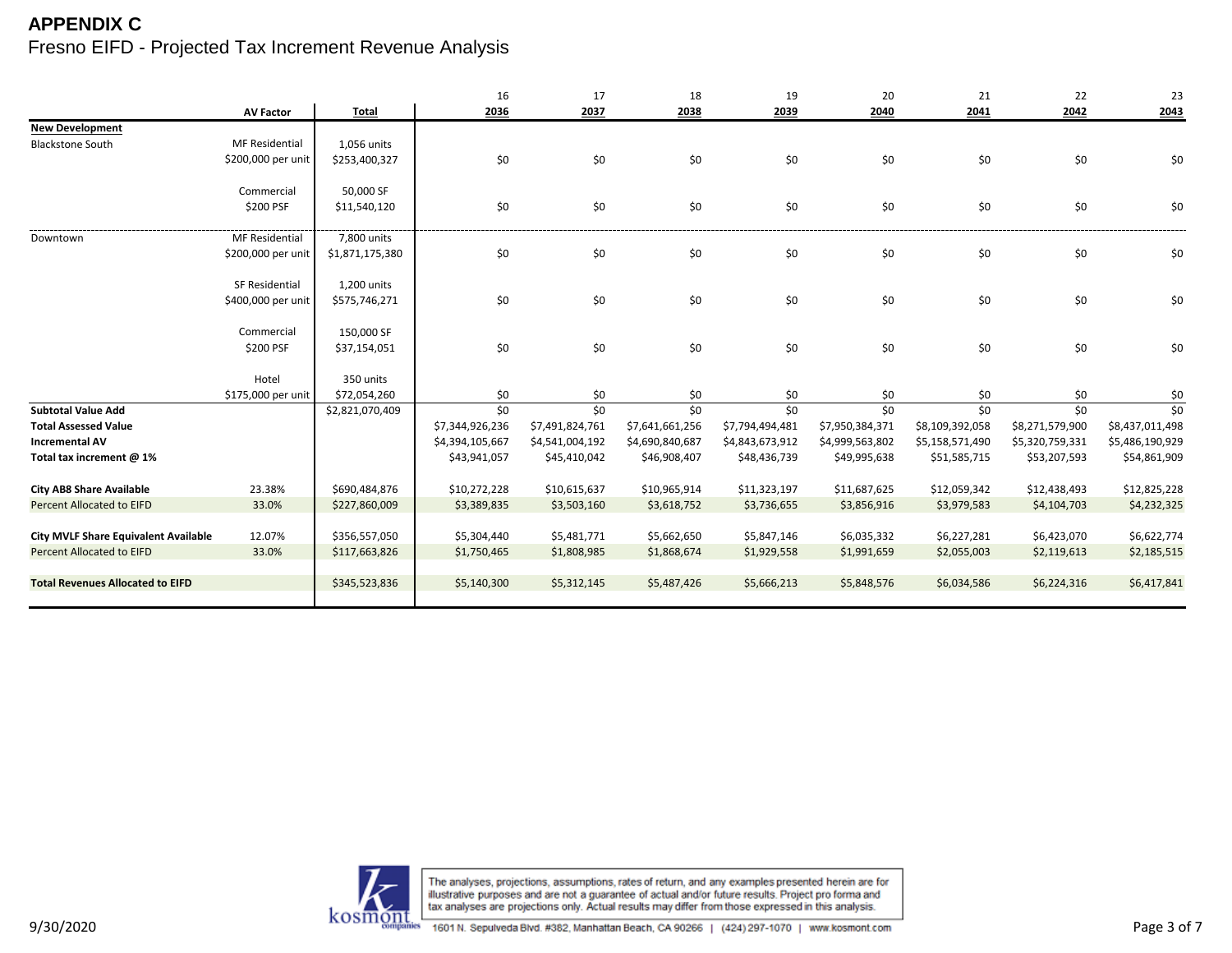**APPENDIX C**

Fresno EIFD - Projected Tax Increment Revenue Analysis

| | AV Factor | Total | 16<br>2036 | 17<br>2037 | 18<br>2038 | 19<br>2039 | 20<br>2040 | 21<br>2041 | 22<br>2042 | 23<br>2043 |
|---|---|---|---|---|---|---|---|---|---|---|
| **New Development** | | | | | | | | | | |
| Blackstone South | MF Residential | 1,056 units | | | | | | | | |
| | $200,000 per unit | $253,400,327 | $0 | $0 | $0 | $0 | $0 | $0 | $0 | $0 |
| | Commercial | 50,000 SF | | | | | | | | |
| | $200 PSF | $11,540,120 | $0 | $0 | $0 | $0 | $0 | $0 | $0 | $0 |
| Downtown | MF Residential | 7,800 units | | | | | | | | |
| | $200,000 per unit | $1,871,175,380 | $0 | $0 | $0 | $0 | $0 | $0 | $0 | $0 |
| | SF Residential | 1,200 units | | | | | | | | |
| | $400,000 per unit | $575,746,271 | $0 | $0 | $0 | $0 | $0 | $0 | $0 | $0 |
| | Commercial | 150,000 SF | | | | | | | | |
| | $200 PSF | $37,154,051 | $0 | $0 | $0 | $0 | $0 | $0 | $0 | $0 |
| | Hotel | 350 units | | | | | | | | |
| | $175,000 per unit | $72,054,260 | $0 | $0 | $0 | $0 | $0 | $0 | $0 | $0 |
| **Subtotal Value Add** | | $2,821,070,409 | $0 | $0 | $0 | $0 | $0 | $0 | $0 | $0 |
| **Total Assessed Value** | | | $7,344,926,236 | $7,491,824,761 | $7,641,661,256 | $7,794,494,481 | $7,950,384,371 | $8,109,392,058 | $8,271,579,900 | $8,437,011,498 |
| **Incremental AV** | | | $4,394,105,667 | $4,541,004,192 | $4,690,840,687 | $4,843,673,912 | $4,999,563,802 | $5,158,571,490 | $5,320,759,331 | $5,486,190,929 |
| **Total tax increment @ 1%** | | | $43,941,057 | $45,410,042 | $46,908,407 | $48,436,739 | $49,995,638 | $51,585,715 | $53,207,593 | $54,861,909 |
| **City AB8 Share Available** | 23.38% | $690,484,876 | $10,272,228 | $10,615,637 | $10,965,914 | $11,323,197 | $11,687,625 | $12,059,342 | $12,438,493 | $12,825,228 |
| Percent Allocated to EIFD | 33.0% | $227,860,009 | $3,389,835 | $3,503,160 | $3,618,752 | $3,736,655 | $3,856,916 | $3,979,583 | $4,104,703 | $4,232,325 |
| **City MVLF Share Equivalent Available** | 12.07% | $356,557,050 | $5,304,440 | $5,481,771 | $5,662,650 | $5,847,146 | $6,035,332 | $6,227,281 | $6,423,070 | $6,622,774 |
| Percent Allocated to EIFD | 33.0% | $117,663,826 | $1,750,465 | $1,808,985 | $1,868,674 | $1,929,558 | $1,991,659 | $2,055,003 | $2,119,613 | $2,185,515 |
| **Total Revenues Allocated to EIFD** | | $345,523,836 | $5,140,300 | $5,312,145 | $5,487,426 | $5,666,213 | $5,848,576 | $6,034,586 | $6,224,316 | $6,417,841 |

9/30/2020

The analyses, projections, assumptions, rates of return, and any examples presented herein are for illustrative purposes and are not a guarantee of actual and/or future results. Project pro forma and tax analyses are projections only. Actual results may differ from those expressed in this analysis.

1601 N. Sepulveda Blvd. #382, Manhattan Beach, CA 90266 | (424) 297-1070 | www.kosmont.com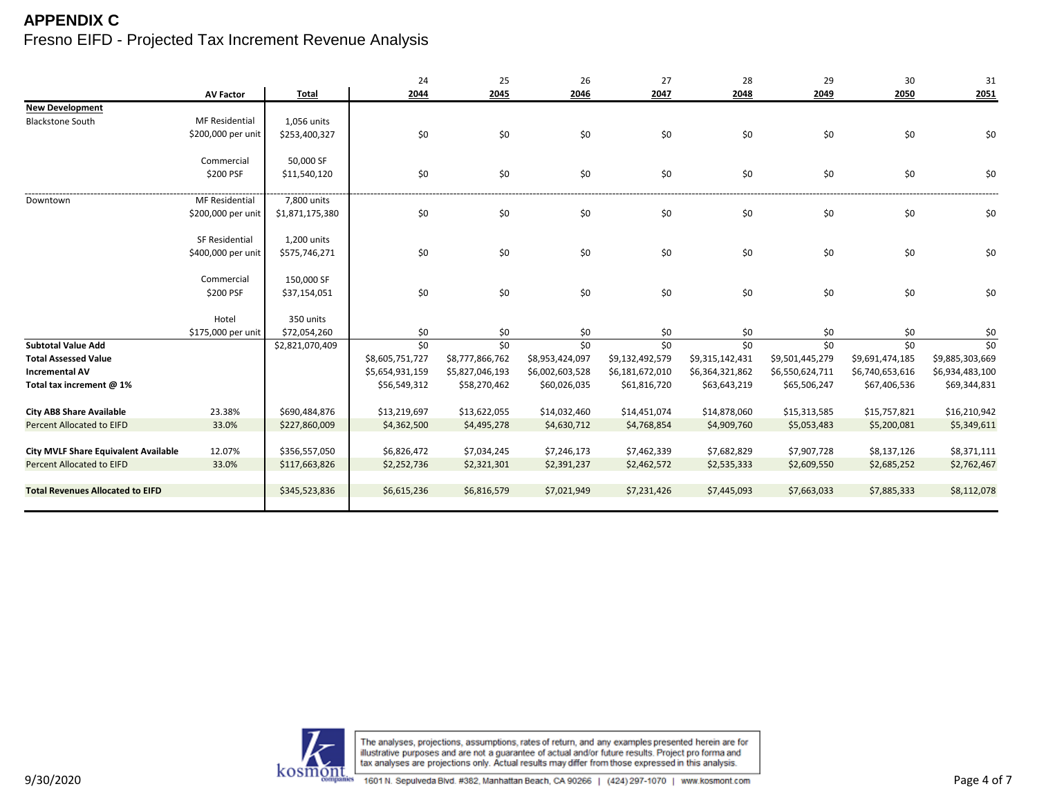**APPENDIX C**

Fresno EIFD - Projected Tax Increment Revenue Analysis

| | AV Factor | Total | 24<br>2044 | 25<br>2045 | 26<br>2046 | 27<br>2047 | 28<br>2048 | 29<br>2049 | 30<br>2050 | 31<br>2051 |
|---|---|---|---|---|---|---|---|---|---|---|
| **New Development** | | | | | | | | | | |
| Blackstone South | MF Residential | 1,056 units | | | | | | | | |
| | $200,000 per unit | $253,400,327 | $0 | $0 | $0 | $0 | $0 | $0 | $0 | $0 |
| | Commercial | 50,000 SF | | | | | | | | |
| | $200 PSF | $11,540,120 | $0 | $0 | $0 | $0 | $0 | $0 | $0 | $0 |
| Downtown | MF Residential | 7,800 units | | | | | | | | |
| | $200,000 per unit | $1,871,175,380 | $0 | $0 | $0 | $0 | $0 | $0 | $0 | $0 |
| | SF Residential | 1,200 units | | | | | | | | |
| | $400,000 per unit | $575,746,271 | $0 | $0 | $0 | $0 | $0 | $0 | $0 | $0 |
| | Commercial | 150,000 SF | | | | | | | | |
| | $200 PSF | $37,154,051 | $0 | $0 | $0 | $0 | $0 | $0 | $0 | $0 |
| | Hotel | 350 units | | | | | | | | |
| | $175,000 per unit | $72,054,260 | $0 | $0 | $0 | $0 | $0 | $0 | $0 | $0 |
| **Subtotal Value Add** | | $2,821,070,409 | $0 | $0 | $0 | $0 | $0 | $0 | $0 | $0 |
| **Total Assessed Value** | | | $8,605,751,727 | $8,777,866,762 | $8,953,424,097 | $9,132,492,579 | $9,315,142,431 | $9,501,445,279 | $9,691,474,185 | $9,885,303,669 |
| **Incremental AV** | | | $5,654,931,159 | $5,827,046,193 | $6,002,603,528 | $6,181,672,010 | $6,364,321,862 | $6,550,624,711 | $6,740,653,616 | $6,934,483,100 |
| **Total tax increment @ 1%** | | | $56,549,312 | $58,270,462 | $60,026,035 | $61,816,720 | $63,643,219 | $65,506,247 | $67,406,536 | $69,344,831 |
| **City AB8 Share Available** | 23.38% | $690,484,876 | $13,219,697 | $13,622,055 | $14,032,460 | $14,451,074 | $14,878,060 | $15,313,585 | $15,757,821 | $16,210,942 |
| Percent Allocated to EIFD | 33.0% | $227,860,009 | $4,362,500 | $4,495,278 | $4,630,712 | $4,768,854 | $4,909,760 | $5,053,483 | $5,200,081 | $5,349,611 |
| **City MVLF Share Equivalent Available** | 12.07% | $356,557,050 | $6,826,472 | $7,034,245 | $7,246,173 | $7,462,339 | $7,682,829 | $7,907,728 | $8,137,126 | $8,371,111 |
| Percent Allocated to EIFD | 33.0% | $117,663,826 | $2,252,736 | $2,321,301 | $2,391,237 | $2,462,572 | $2,535,333 | $2,609,550 | $2,685,252 | $2,762,467 |
| **Total Revenues Allocated to EIFD** | | $345,523,836 | $6,615,236 | $6,816,579 | $7,021,949 | $7,231,426 | $7,445,093 | $7,663,033 | $7,885,333 | $8,112,078 |

9/30/2020

The analyses, projections, assumptions, rates of return, and any examples presented herein are for illustrative purposes and are not a guarantee of actual and/or future results. Project pro forma and tax analyses are projections only. Actual results may differ from those expressed in this analysis.

1601 N. Sepulveda Blvd. #382, Manhattan Beach, CA 90266 | (424) 297-1070 | www.kosmont.com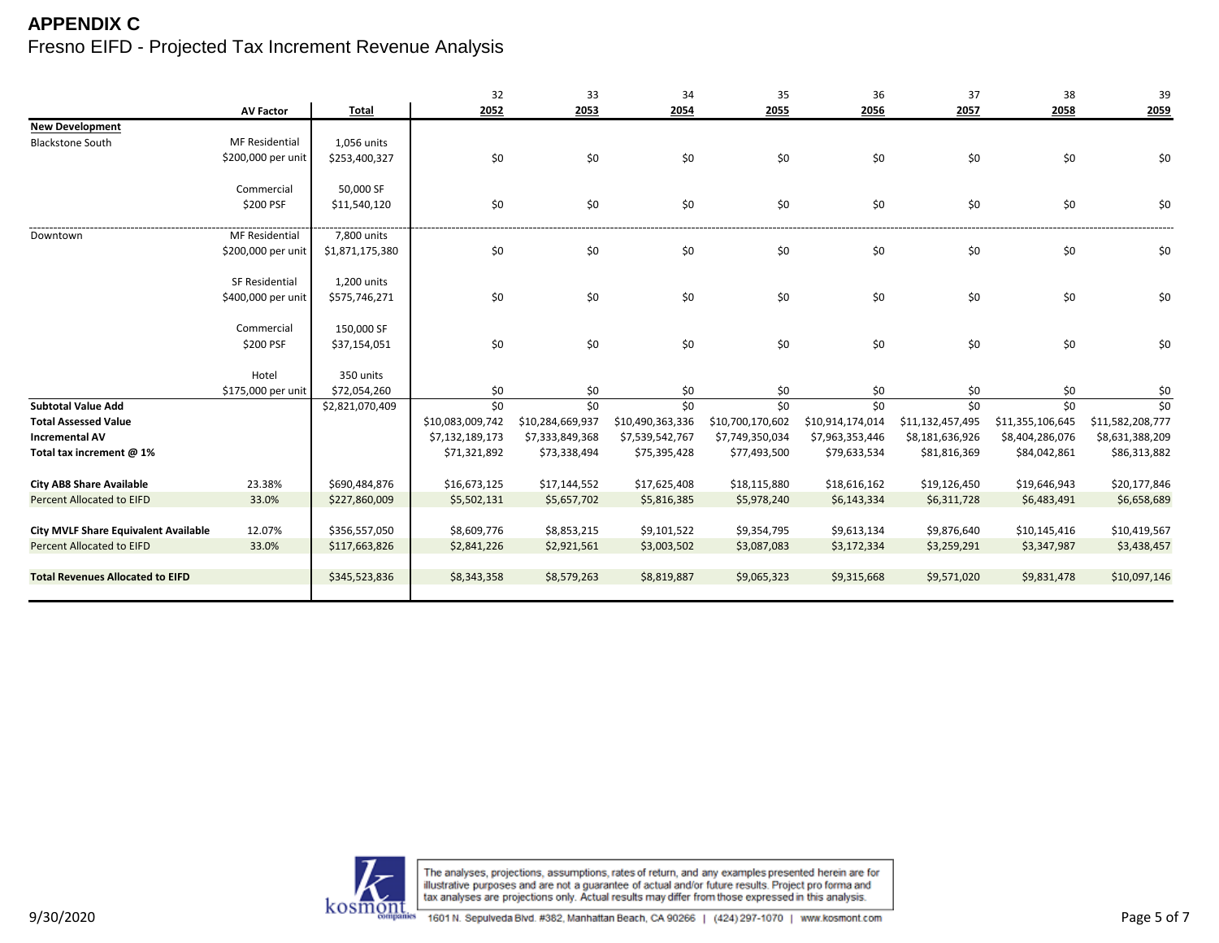# APPENDIX C

Fresno EIFD - Projected Tax Increment Revenue Analysis

| | AV Factor | Total | 32<br>2052 | 33<br>2053 | 34<br>2054 | 35<br>2055 | 36<br>2056 | 37<br>2057 | 38<br>2058 | 39<br>2059 |
|---|---|---|---|---|---|---|---|---|---|---|
| **New Development** | | | | | | | | | | |
| Blackstone South | MF Residential | 1,056 units | | | | | | | | |
| | $200,000 per unit | $253,400,327 | $0 | $0 | $0 | $0 | $0 | $0 | $0 | $0 |
| | Commercial | 50,000 SF | | | | | | | | |
| | $200 PSF | $11,540,120 | $0 | $0 | $0 | $0 | $0 | $0 | $0 | $0 |
| Downtown | MF Residential | 7,800 units | | | | | | | | |
| | $200,000 per unit | $1,871,175,380 | $0 | $0 | $0 | $0 | $0 | $0 | $0 | $0 |
| | SF Residential | 1,200 units | | | | | | | | |
| | $400,000 per unit | $575,746,271 | $0 | $0 | $0 | $0 | $0 | $0 | $0 | $0 |
| | Commercial | 150,000 SF | | | | | | | | |
| | $200 PSF | $37,154,051 | $0 | $0 | $0 | $0 | $0 | $0 | $0 | $0 |
| | Hotel | 350 units | | | | | | | | |
| | $175,000 per unit | $72,054,260 | $0 | $0 | $0 | $0 | $0 | $0 | $0 | $0 |
| **Subtotal Value Add** | | $2,821,070,409 | $0 | $0 | $0 | $0 | $0 | $0 | $0 | $0 |
| **Total Assessed Value** | | | $10,083,009,742 | $10,284,669,937 | $10,490,363,336 | $10,700,170,602 | $10,914,174,014 | $11,132,457,495 | $11,355,106,645 | $11,582,208,777 |
| **Incremental AV** | | | $7,132,189,173 | $7,333,849,368 | $7,539,542,767 | $7,749,350,034 | $7,963,353,446 | $8,181,636,926 | $8,404,286,076 | $8,631,388,209 |
| **Total tax increment @ 1%** | | | $71,321,892 | $73,338,494 | $75,395,428 | $77,493,500 | $79,633,534 | $81,816,369 | $84,042,861 | $86,313,882 |
| **City AB8 Share Available** | 23.38% | $690,484,876 | $16,673,125 | $17,144,552 | $17,625,408 | $18,115,880 | $18,616,162 | $19,126,450 | $19,646,943 | $20,177,846 |
| Percent Allocated to EIFD | 33.0% | $227,860,009 | $5,502,131 | $5,657,702 | $5,816,385 | $5,978,240 | $6,143,334 | $6,311,728 | $6,483,491 | $6,658,689 |
| **City MVLF Share Equivalent Available** | 12.07% | $356,557,050 | $8,609,776 | $8,853,215 | $9,101,522 | $9,354,795 | $9,613,134 | $9,876,640 | $10,145,416 | $10,419,567 |
| Percent Allocated to EIFD | 33.0% | $117,663,826 | $2,841,226 | $2,921,561 | $3,003,502 | $3,087,083 | $3,172,334 | $3,259,291 | $3,347,987 | $3,438,457 |
| **Total Revenues Allocated to EIFD** | | $345,523,836 | $8,343,358 | $8,579,263 | $8,819,887 | $9,065,323 | $9,315,668 | $9,571,020 | $9,831,478 | $10,097,146 |

9/30/2020

The analyses, projections, assumptions, rates of return, and any examples presented herein are for illustrative purposes and are not a guarantee of actual and/or future results. Project pro forma and tax analyses are projections only. Actual results may differ from those expressed in this analysis.

kosmont companies — 1601 N. Sepulveda Blvd. #382, Manhattan Beach, CA 90266 | (424) 297-1070 | www.kosmont.com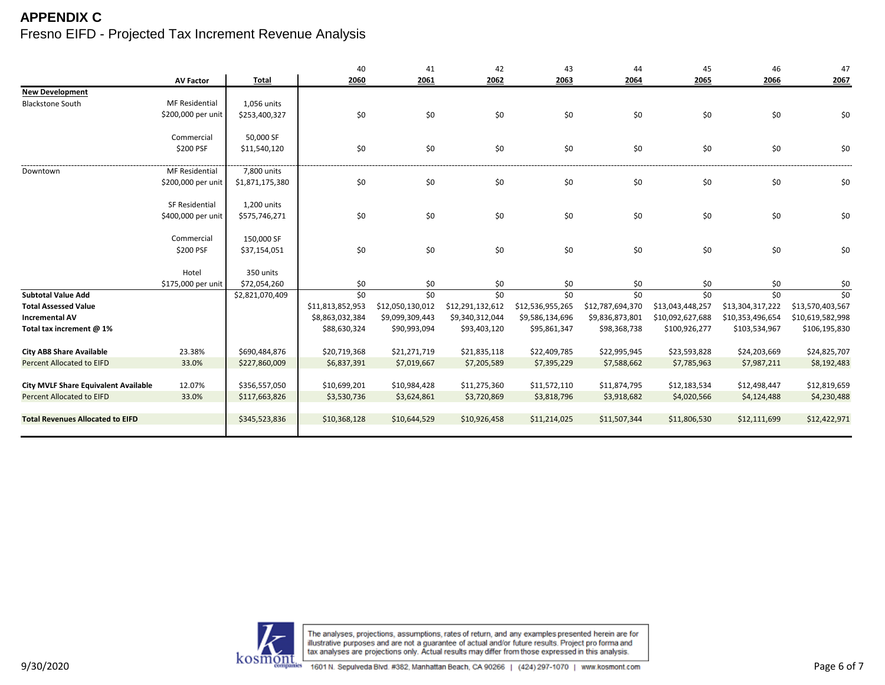# APPENDIX C

## Fresno EIFD - Projected Tax Increment Revenue Analysis

| | AV Factor | Total | 40<br>2060 | 41<br>2061 | 42<br>2062 | 43<br>2063 | 44<br>2064 | 45<br>2065 | 46<br>2066 | 47<br>2067 |
|---|---|---|---|---|---|---|---|---|---|---|
| **New Development** | | | | | | | | | | |
| Blackstone South | MF Residential | 1,056 units | | | | | | | | |
| | $200,000 per unit | $253,400,327 | $0 | $0 | $0 | $0 | $0 | $0 | $0 | $0 |
| | Commercial | 50,000 SF | | | | | | | | |
| | $200 PSF | $11,540,120 | $0 | $0 | $0 | $0 | $0 | $0 | $0 | $0 |
| Downtown | MF Residential | 7,800 units | | | | | | | | |
| | $200,000 per unit | $1,871,175,380 | $0 | $0 | $0 | $0 | $0 | $0 | $0 | $0 |
| | SF Residential | 1,200 units | | | | | | | | |
| | $400,000 per unit | $575,746,271 | $0 | $0 | $0 | $0 | $0 | $0 | $0 | $0 |
| | Commercial | 150,000 SF | | | | | | | | |
| | $200 PSF | $37,154,051 | $0 | $0 | $0 | $0 | $0 | $0 | $0 | $0 |
| | Hotel | 350 units | | | | | | | | |
| | $175,000 per unit | $72,054,260 | $0 | $0 | $0 | $0 | $0 | $0 | $0 | $0 |
| **Subtotal Value Add** | | $2,821,070,409 | $0 | $0 | $0 | $0 | $0 | $0 | $0 | $0 |
| **Total Assessed Value** | | | $11,813,852,953 | $12,050,130,012 | $12,291,132,612 | $12,536,955,265 | $12,787,694,370 | $13,043,448,257 | $13,304,317,222 | $13,570,403,567 |
| **Incremental AV** | | | $8,863,032,384 | $9,099,309,443 | $9,340,312,044 | $9,586,134,696 | $9,836,873,801 | $10,092,627,688 | $10,353,496,654 | $10,619,582,998 |
| **Total tax increment @ 1%** | | | $88,630,324 | $90,993,094 | $93,403,120 | $95,861,347 | $98,368,738 | $100,926,277 | $103,534,967 | $106,195,830 |
| **City AB8 Share Available** | 23.38% | $690,484,876 | $20,719,368 | $21,271,719 | $21,835,118 | $22,409,785 | $22,995,945 | $23,593,828 | $24,203,669 | $24,825,707 |
| Percent Allocated to EIFD | 33.0% | $227,860,009 | $6,837,391 | $7,019,667 | $7,205,589 | $7,395,229 | $7,588,662 | $7,785,963 | $7,987,211 | $8,192,483 |
| **City MVLF Share Equivalent Available** | 12.07% | $356,557,050 | $10,699,201 | $10,984,428 | $11,275,360 | $11,572,110 | $11,874,795 | $12,183,534 | $12,498,447 | $12,819,659 |
| Percent Allocated to EIFD | 33.0% | $117,663,826 | $3,530,736 | $3,624,861 | $3,720,869 | $3,818,796 | $3,918,682 | $4,020,566 | $4,124,488 | $4,230,488 |
| **Total Revenues Allocated to EIFD** | | $345,523,836 | $10,368,128 | $10,644,529 | $10,926,458 | $11,214,025 | $11,507,344 | $11,806,530 | $12,111,699 | $12,422,971 |

The analyses, projections, assumptions, rates of return, and any examples presented herein are for illustrative purposes and are not a guarantee of actual and/or future results. Project pro forma and tax analyses are projections only. Actual results may differ from those expressed in this analysis.

1601 N. Sepulveda Blvd. #382, Manhattan Beach, CA 90266 | (424) 297-1070 | www.kosmont.com

9/30/2020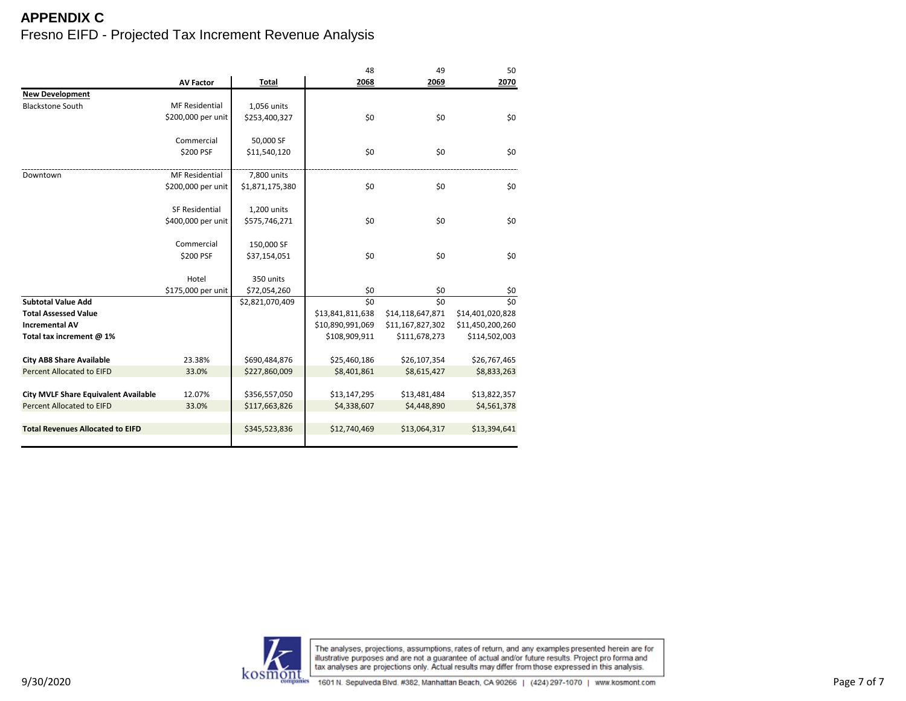# APPENDIX C

## Fresno EIFD - Projected Tax Increment Revenue Analysis

| | AV Factor | Total | 48<br>2068 | 49<br>2069 | 50<br>2070 |
|---|---|---|---|---|---|
| **New Development** | | | | | |
| Blackstone South | MF Residential | 1,056 units | | | |
| | $200,000 per unit | $253,400,327 | $0 | $0 | $0 |
| | Commercial | 50,000 SF | | | |
| | $200 PSF | $11,540,120 | $0 | $0 | $0 |
| Downtown | MF Residential | 7,800 units | | | |
| | $200,000 per unit | $1,871,175,380 | $0 | $0 | $0 |
| | SF Residential | 1,200 units | | | |
| | $400,000 per unit | $575,746,271 | $0 | $0 | $0 |
| | Commercial | 150,000 SF | | | |
| | $200 PSF | $37,154,051 | $0 | $0 | $0 |
| | Hotel | 350 units | | | |
| | $175,000 per unit | $72,054,260 | $0 | $0 | $0 |
| **Subtotal Value Add** | | $2,821,070,409 | $0 | $0 | $0 |
| **Total Assessed Value** | | | $13,841,811,638 | $14,118,647,871 | $14,401,020,828 |
| **Incremental AV** | | | $10,890,991,069 | $11,167,827,302 | $11,450,200,260 |
| **Total tax increment @ 1%** | | | $108,909,911 | $111,678,273 | $114,502,003 |
| **City AB8 Share Available** | 23.38% | $690,484,876 | $25,460,186 | $26,107,354 | $26,767,465 |
| Percent Allocated to EIFD | 33.0% | $227,860,009 | $8,401,861 | $8,615,427 | $8,833,263 |
| **City MVLF Share Equivalent Available** | 12.07% | $356,557,050 | $13,147,295 | $13,481,484 | $13,822,357 |
| Percent Allocated to EIFD | 33.0% | $117,663,826 | $4,338,607 | $4,448,890 | $4,561,378 |
| **Total Revenues Allocated to EIFD** | | $345,523,836 | $12,740,469 | $13,064,317 | $13,394,641 |

9/30/2020

The analyses, projections, assumptions, rates of return, and any examples presented herein are for illustrative purposes and are not a guarantee of actual and/or future results. Project pro forma and tax analyses are projections only. Actual results may differ from those expressed in this analysis.

1601 N. Sepulveda Blvd. #382, Manhattan Beach, CA 90266 | (424) 297-1070 | www.kosmont.com